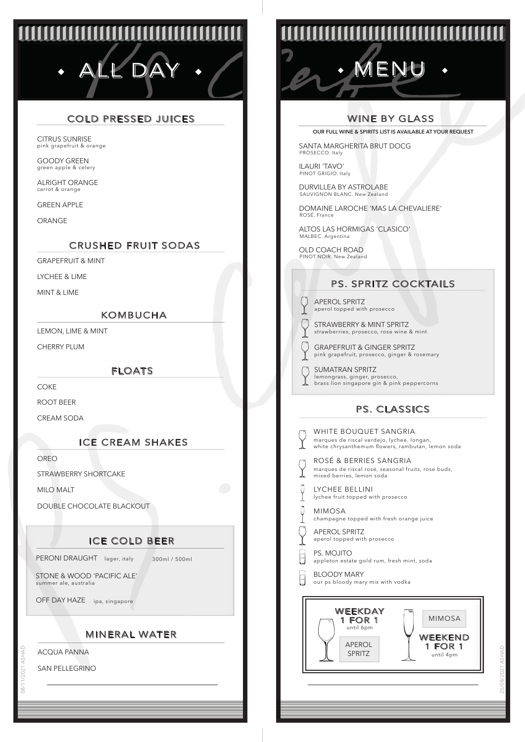# ALL DAY MENU

## COLD PRESSED JUICES

CITRUS SUNRISE
pink grapefruit & orange

GOODY GREEN
green apple & celery

ALRIGHT ORANGE
carrot & orange

GREEN APPLE

ORANGE

## CRUSHED FRUIT SODAS

GRAPEFRUIT & MINT

LYCHEE & LIME

MINT & LIME

## KOMBUCHA

LEMON, LIME & MINT

CHERRY PLUM

## FLOATS

COKE

ROOT BEER

CREAM SODA

## ICE CREAM SHAKES

OREO

STRAWBERRY SHORTCAKE

MILO MALT

DOUBLE CHOCOLATE BLACKOUT

## ICE COLD BEER

PERONI DRAUGHT lager, italy 300ml / 500ml

STONE & WOOD 'PACIFIC ALE'
summer ale, australia

OFF DAY HAZE ipa, singapore

## MINERAL WATER

ACQUA PANNA

SAN PELLEGRINO

## WINE BY GLASS

OUR FULL WINE & SPIRITS LIST IS AVAILABLE AT YOUR REQUEST

SANTA MARGHERITA BRUT DOCG
PROSECCO. Italy

ILAURI 'TAVO'
PINOT GRIGIO. Italy

DURVILLEA BY ASTROLABE
SAUVIGNON BLANC. New Zealand

DOMAINE LAROCHE 'MAS LA CHEVALIERE'
ROSÉ. France

ALTOS LAS HORMIGAS 'CLASICO'
MALBEC. Argentina

OLD COACH ROAD
PINOT NOIR. New Zealand

## PS. SPRITZ COCKTAILS

APEROL SPRITZ
aperol topped with prosecco

STRAWBERRY & MINT SPRITZ
strawberries, prosecco, rose wine & mint

GRAPEFRUIT & GINGER SPRITZ
pink grapefruit, prosecco, ginger & rosemary

SUMATRAN SPRITZ
lemongrass, ginger, prosecco,
brass lion singapore gin & pink peppercorns

## PS. CLASSICS

WHITE BOUQUET SANGRIA
marques de riscal verdejo, lychee, longan,
white chrysanthemum flowers, rambutan, lemon soda

ROSÉ & BERRIES SANGRIA
marques de riscal rosé, seasonal fruits, rose buds,
mixed berries, lemon soda

LYCHEE BELLINI
lychee fruit topped with prosecco

MIMOSA
champagne topped with fresh orange juice

APEROL SPRITZ
aperol topped with prosecco

PS. MOJITO
appleton estate gold rum, fresh mint, soda

BLOODY MARY
our ps bloody mary mix with vodka

**WEEKDAY 1 FOR 1** until 6pm — APEROL SPRITZ

**WEEKEND 1 FOR 1** until 4pm — MIMOSA

08/11/2021 ASHAD

25/08/2021 ASHAD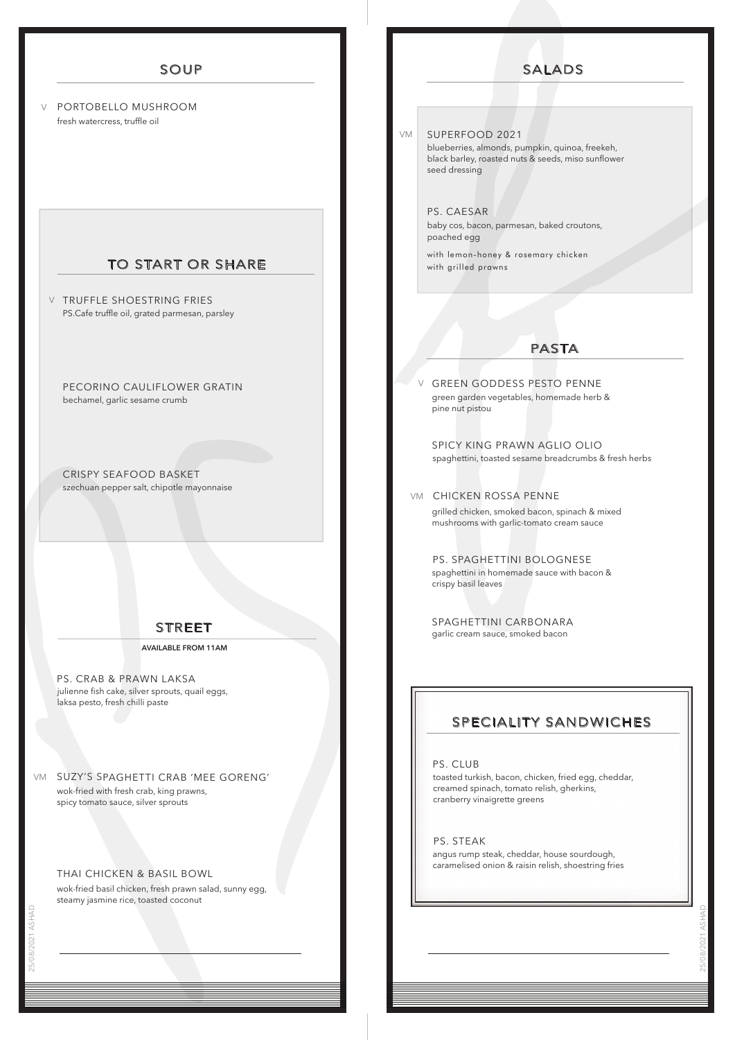## SOUP

V PORTOBELLO MUSHROOM
fresh watercress, truffle oil

## TO START OR SHARE

V TRUFFLE SHOESTRING FRIES
PS.Cafe truffle oil, grated parmesan, parsley

PECORINO CAULIFLOWER GRATIN
bechamel, garlic sesame crumb

CRISPY SEAFOOD BASKET
szechuan pepper salt, chipotle mayonnaise

## STREET

**AVAILABLE FROM 11AM**

PS. CRAB & PRAWN LAKSA
julienne fish cake, silver sprouts, quail eggs, laksa pesto, fresh chilli paste

VM SUZY'S SPAGHETTI CRAB 'MEE GORENG'
wok-fried with fresh crab, king prawns, spicy tomato sauce, silver sprouts

THAI CHICKEN & BASIL BOWL
wok-fried basil chicken, fresh prawn salad, sunny egg, steamy jasmine rice, toasted coconut

## SALADS

VM SUPERFOOD 2021
blueberries, almonds, pumpkin, quinoa, freekeh, black barley, roasted nuts & seeds, miso sunflower seed dressing

PS. CAESAR
baby cos, bacon, parmesan, baked croutons, poached egg
with lemon-honey & rosemary chicken
with grilled prawns

## PASTA

V GREEN GODDESS PESTO PENNE
green garden vegetables, homemade herb & pine nut pistou

SPICY KING PRAWN AGLIO OLIO
spaghettini, toasted sesame breadcrumbs & fresh herbs

VM CHICKEN ROSSA PENNE
grilled chicken, smoked bacon, spinach & mixed mushrooms with garlic-tomato cream sauce

PS. SPAGHETTINI BOLOGNESE
spaghettini in homemade sauce with bacon & crispy basil leaves

SPAGHETTINI CARBONARA
garlic cream sauce, smoked bacon

## SPECIALITY SANDWICHES

PS. CLUB
toasted turkish, bacon, chicken, fried egg, cheddar, creamed spinach, tomato relish, gherkins, cranberry vinaigrette greens

PS. STEAK
angus rump steak, cheddar, house sourdough, caramelised onion & raisin relish, shoestring fries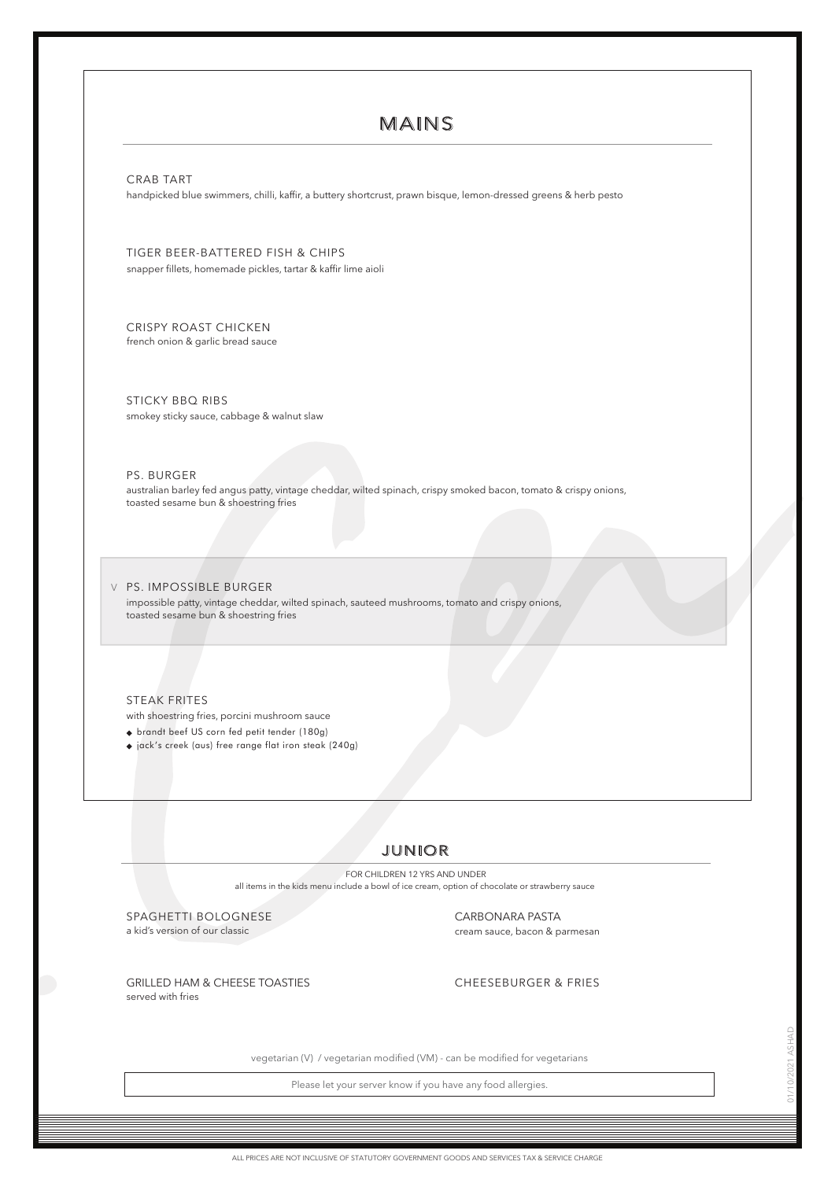# MAINS

CRAB TART
handpicked blue swimmers, chilli, kaffir, a buttery shortcrust, prawn bisque, lemon-dressed greens & herb pesto

TIGER BEER-BATTERED FISH & CHIPS
snapper fillets, homemade pickles, tartar & kaffir lime aioli

CRISPY ROAST CHICKEN
french onion & garlic bread sauce

STICKY BBQ RIBS
smokey sticky sauce, cabbage & walnut slaw

PS. BURGER
australian barley fed angus patty, vintage cheddar, wilted spinach, crispy smoked bacon, tomato & crispy onions, toasted sesame bun & shoestring fries

V PS. IMPOSSIBLE BURGER
impossible patty, vintage cheddar, wilted spinach, sauteed mushrooms, tomato and crispy onions, toasted sesame bun & shoestring fries

STEAK FRITES
with shoestring fries, porcini mushroom sauce

- brandt beef US corn fed petit tender (180g)
- jack's creek (aus) free range flat iron steak (240g)

# JUNIOR

FOR CHILDREN 12 YRS AND UNDER
all items in the kids menu include a bowl of ice cream, option of chocolate or strawberry sauce

SPAGHETTI BOLOGNESE
a kid's version of our classic

CARBONARA PASTA
cream sauce, bacon & parmesan

GRILLED HAM & CHEESE TOASTIES
served with fries

CHEESEBURGER & FRIES

vegetarian (V) / vegetarian modified (VM) - can be modified for vegetarians

Please let your server know if you have any food allergies.

01/10/2021 ASHAD

ALL PRICES ARE NOT INCLUSIVE OF STATUTORY GOVERNMENT GOODS AND SERVICES TAX & SERVICE CHARGE